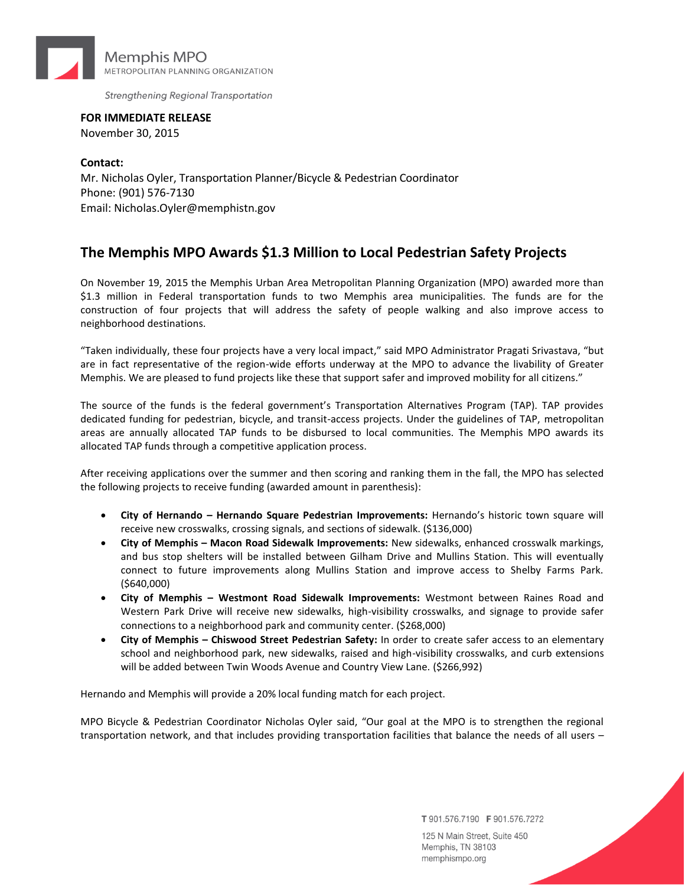Memphis MPO
METROPOLITAN PLANNING ORGANIZATION

*Strengthening Regional Transportation*

**FOR IMMEDIATE RELEASE**
November 30, 2015

**Contact:**
Mr. Nicholas Oyler, Transportation Planner/Bicycle & Pedestrian Coordinator
Phone: (901) 576-7130
Email: Nicholas.Oyler@memphistn.gov

## The Memphis MPO Awards $1.3 Million to Local Pedestrian Safety Projects

On November 19, 2015 the Memphis Urban Area Metropolitan Planning Organization (MPO) awarded more than $1.3 million in Federal transportation funds to two Memphis area municipalities. The funds are for the construction of four projects that will address the safety of people walking and also improve access to neighborhood destinations.

"Taken individually, these four projects have a very local impact," said MPO Administrator Pragati Srivastava, "but are in fact representative of the region-wide efforts underway at the MPO to advance the livability of Greater Memphis. We are pleased to fund projects like these that support safer and improved mobility for all citizens."

The source of the funds is the federal government's Transportation Alternatives Program (TAP). TAP provides dedicated funding for pedestrian, bicycle, and transit-access projects. Under the guidelines of TAP, metropolitan areas are annually allocated TAP funds to be disbursed to local communities. The Memphis MPO awards its allocated TAP funds through a competitive application process.

After receiving applications over the summer and then scoring and ranking them in the fall, the MPO has selected the following projects to receive funding (awarded amount in parenthesis):

- **City of Hernando – Hernando Square Pedestrian Improvements:** Hernando's historic town square will receive new crosswalks, crossing signals, and sections of sidewalk. ($136,000)
- **City of Memphis – Macon Road Sidewalk Improvements:** New sidewalks, enhanced crosswalk markings, and bus stop shelters will be installed between Gilham Drive and Mullins Station. This will eventually connect to future improvements along Mullins Station and improve access to Shelby Farms Park. ($640,000)
- **City of Memphis – Westmont Road Sidewalk Improvements:** Westmont between Raines Road and Western Park Drive will receive new sidewalks, high-visibility crosswalks, and signage to provide safer connections to a neighborhood park and community center. ($268,000)
- **City of Memphis – Chiswood Street Pedestrian Safety:** In order to create safer access to an elementary school and neighborhood park, new sidewalks, raised and high-visibility crosswalks, and curb extensions will be added between Twin Woods Avenue and Country View Lane. ($266,992)

Hernando and Memphis will provide a 20% local funding match for each project.

MPO Bicycle & Pedestrian Coordinator Nicholas Oyler said, "Our goal at the MPO is to strengthen the regional transportation network, and that includes providing transportation facilities that balance the needs of all users –

**T** 901.576.7190 **F** 901.576.7272
125 N Main Street, Suite 450
Memphis, TN 38103
memphismpo.org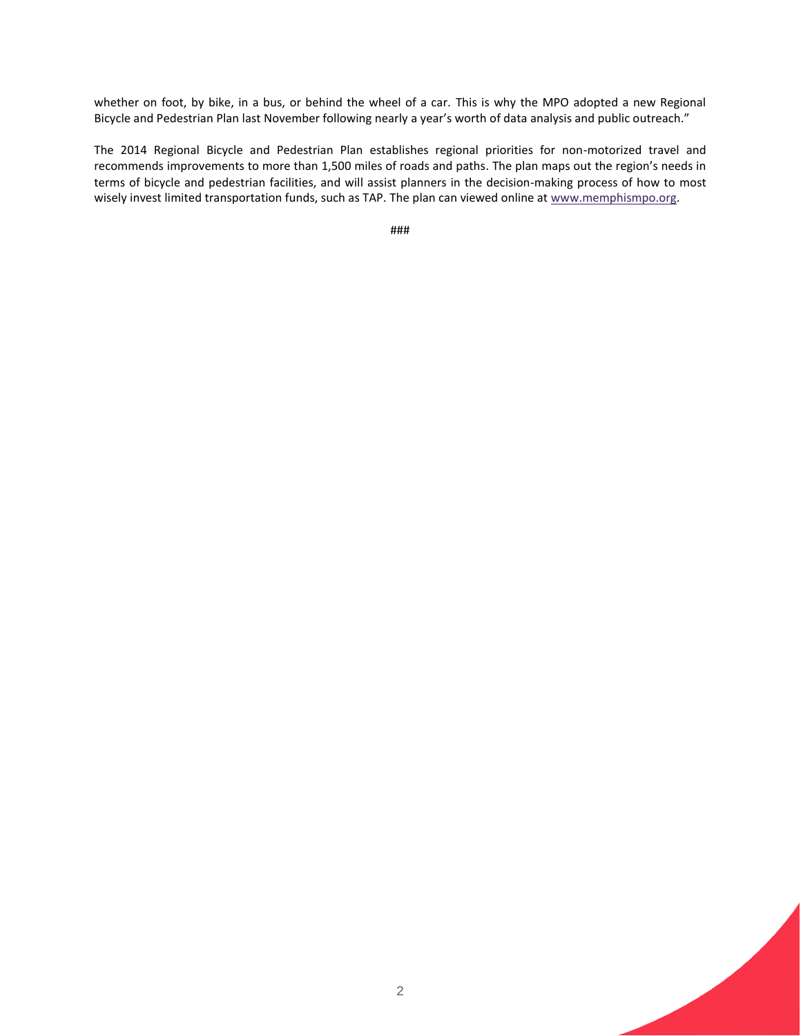whether on foot, by bike, in a bus, or behind the wheel of a car. This is why the MPO adopted a new Regional Bicycle and Pedestrian Plan last November following nearly a year's worth of data analysis and public outreach."

The 2014 Regional Bicycle and Pedestrian Plan establishes regional priorities for non-motorized travel and recommends improvements to more than 1,500 miles of roads and paths. The plan maps out the region's needs in terms of bicycle and pedestrian facilities, and will assist planners in the decision-making process of how to most wisely invest limited transportation funds, such as TAP. The plan can viewed online at www.memphismpo.org.

###